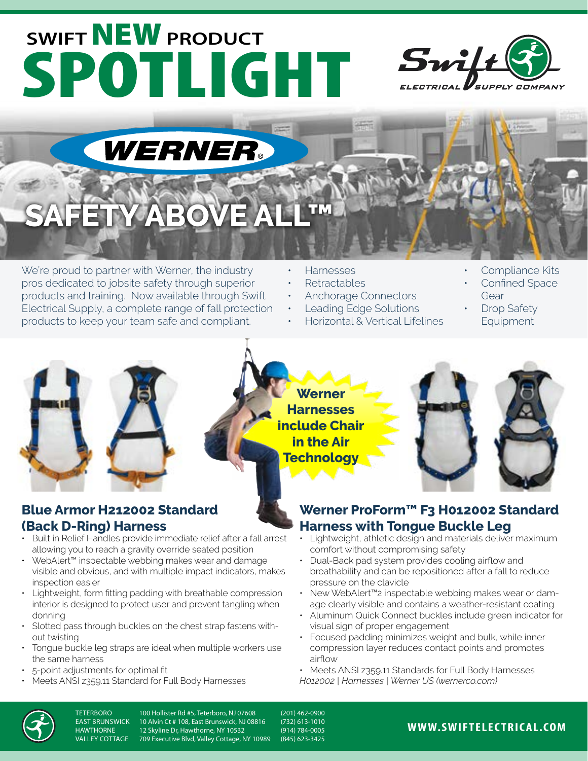# SWIFT NEW PRODUCT SPOTLIGHT

Swift ELECTRICAL SUPPLY COMPANY

WERNER®

## SAFETY ABOVE ALL™

We're proud to partner with Werner, the industry pros dedicated to jobsite safety through superior products and training. Now available through Swift Electrical Supply, a complete range of fall protection products to keep your team safe and compliant.

- Harnesses
- Retractables
- Anchorage Connectors
- Leading Edge Solutions
- Horizontal & Vertical Lifelines
- Compliance Kits
- Confined Space Gear
- Drop Safety Equipment

**Werner Harnesses include Chair in the Air Technology**

### Blue Armor H212002 Standard (Back D-Ring) Harness

- Built in Relief Handles provide immediate relief after a fall arrest allowing you to reach a gravity override seated position
- WebAlert™ inspectable webbing makes wear and damage visible and obvious, and with multiple impact indicators, makes inspection easier
- Lightweight, form fitting padding with breathable compression interior is designed to protect user and prevent tangling when donning
- Slotted pass through buckles on the chest strap fastens without twisting
- Tongue buckle leg straps are ideal when multiple workers use the same harness
- 5-point adjustments for optimal fit
- Meets ANSI z359.11 Standard for Full Body Harnesses

### Werner ProForm™ F3 H012002 Standard Harness with Tongue Buckle Leg

- Lightweight, athletic design and materials deliver maximum comfort without compromising safety
- Dual-Back pad system provides cooling airflow and breathability and can be repositioned after a fall to reduce pressure on the clavicle
- New WebAlert™2 inspectable webbing makes wear or damage clearly visible and contains a weather-resistant coating
- Aluminum Quick Connect buckles include green indicator for visual sign of proper engagement
- Focused padding minimizes weight and bulk, while inner compression layer reduces contact points and promotes airflow
- Meets ANSI z359.11 Standards for Full Body Harnesses

*H012002 | Harnesses | Werner US (wernerco.com)*

| | | |
|---|---|---|
| TETERBORO | 100 Hollister Rd #5, Teterboro, NJ 07608 | (201) 462-0900 |
| EAST BRUNSWICK | 10 Alvin Ct # 108, East Brunswick, NJ 08816 | (732) 613-1010 |
| HAWTHORNE | 12 Skyline Dr, Hawthorne, NY 10532 | (914) 784-0005 |
| VALLEY COTTAGE | 709 Executive Blvd, Valley Cottage, NY 10989 | (845) 623-3425 |

**WWW.SWIFTELECTRICAL.COM**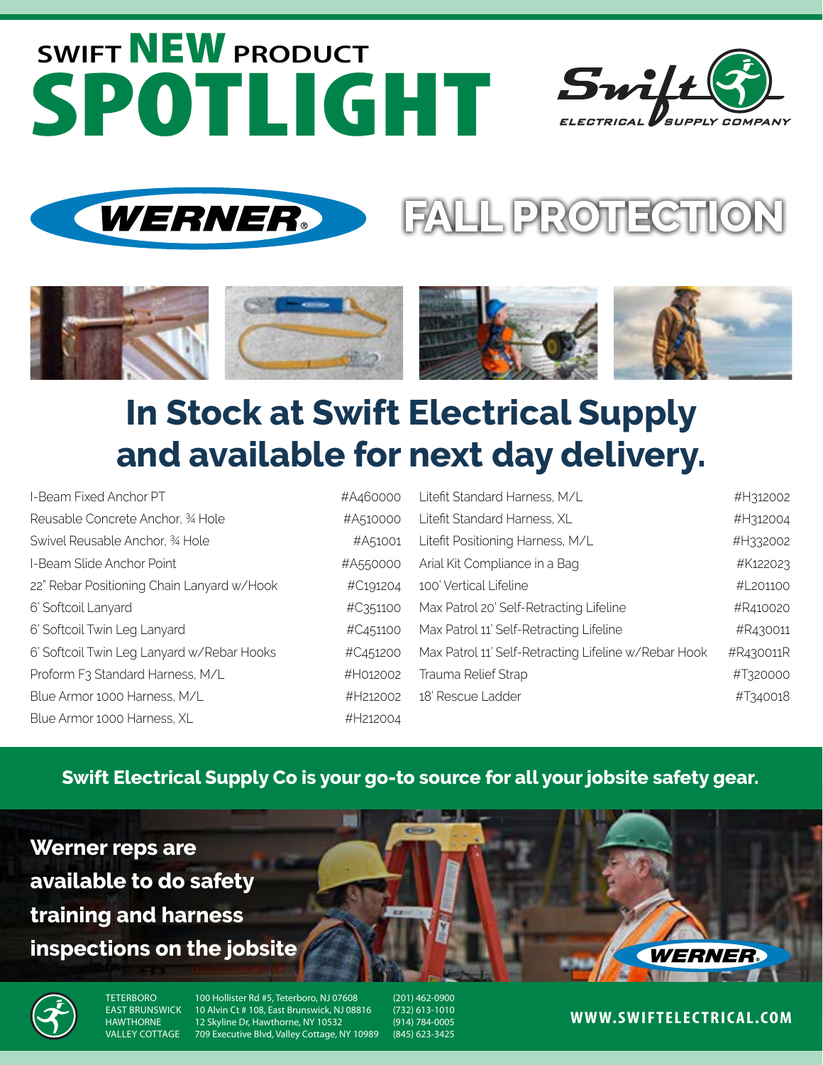# SWIFT NEW PRODUCT SPOTLIGHT

Swift ELECTRICAL SUPPLY COMPANY

WERNER®

# FALL PROTECTION

## In Stock at Swift Electrical Supply and available for next day delivery.

| | | | |
|---|---|---|---|
| I-Beam Fixed Anchor PT | #A460000 | Litefit Standard Harness, M/L | #H312002 |
| Reusable Concrete Anchor, ¾ Hole | #A510000 | Litefit Standard Harness, XL | #H312004 |
| Swivel Reusable Anchor, ¾ Hole | #A51001 | Litefit Positioning Harness, M/L | #H332002 |
| I-Beam Slide Anchor Point | #A550000 | Arial Kit Compliance in a Bag | #K122023 |
| 22" Rebar Positioning Chain Lanyard w/Hook | #C191204 | 100' Vertical Lifeline | #L201100 |
| 6' Softcoil Lanyard | #C351100 | Max Patrol 20' Self-Retracting Lifeline | #R410020 |
| 6' Softcoil Twin Leg Lanyard | #C451100 | Max Patrol 11' Self-Retracting Lifeline | #R430011 |
| 6' Softcoil Twin Leg Lanyard w/Rebar Hooks | #C451200 | Max Patrol 11' Self-Retracting Lifeline w/Rebar Hook | #R430011R |
| Proform F3 Standard Harness, M/L | #H012002 | Trauma Relief Strap | #T320000 |
| Blue Armor 1000 Harness, M/L | #H212002 | 18' Rescue Ladder | #T340018 |
| Blue Armor 1000 Harness, XL | #H212004 | | |

**Swift Electrical Supply Co is your go-to source for all your jobsite safety gear.**

**Werner reps are available to do safety training and harness inspections on the jobsite**

WERNER®

| | | |
|---|---|---|
| TETERBORO | 100 Hollister Rd #5, Teterboro, NJ 07608 | (201) 462-0900 |
| EAST BRUNSWICK | 10 Alvin Ct # 108, East Brunswick, NJ 08816 | (732) 613-1010 |
| HAWTHORNE | 12 Skyline Dr, Hawthorne, NY 10532 | (914) 784-0005 |
| VALLEY COTTAGE | 709 Executive Blvd, Valley Cottage, NY 10989 | (845) 623-3425 |

**WWW.SWIFTELECTRICAL.COM**